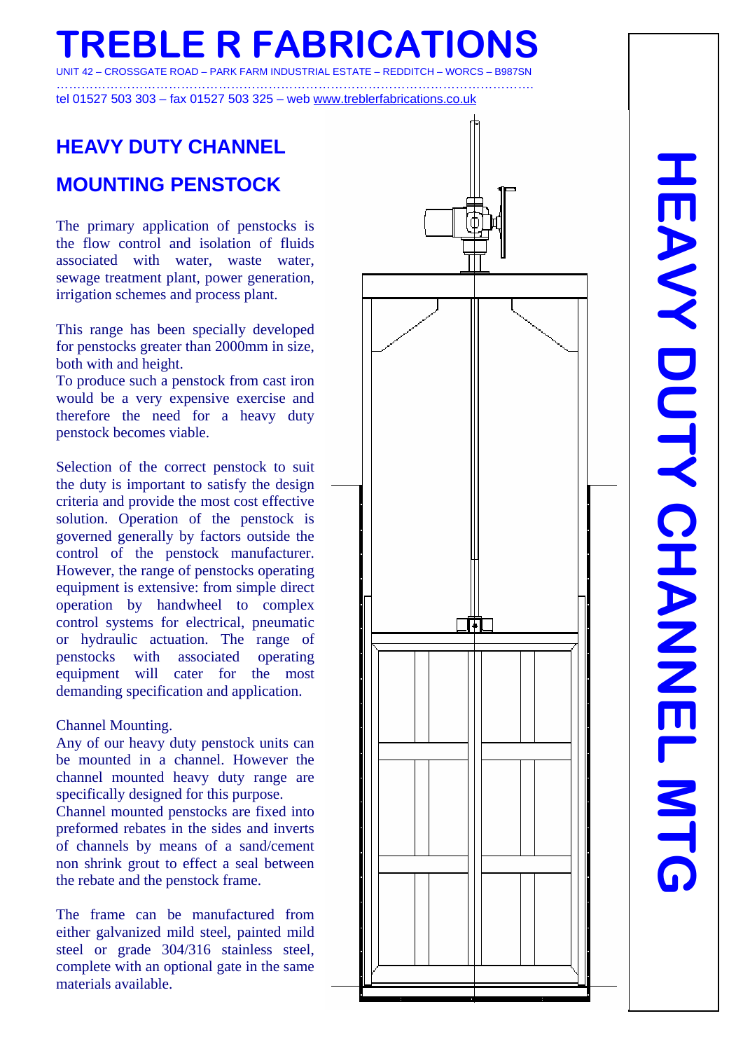# TREBLE R FABRICATIONS

UNIT 42 – CROSSGATE ROAD – PARK FARM INDUSTRIAL ESTATE – REDDITCH – WORCS – B987SN

tel 01527 503 303 – fax 01527 503 325 – web www.treblerfabrications.co.uk

## HEAVY DUTY CHANNEL

## MOUNTING PENSTOCK

The primary application of penstocks is the flow control and isolation of fluids associated with water, waste water, sewage treatment plant, power generation, irrigation schemes and process plant.

This range has been specially developed for penstocks greater than 2000mm in size, both with and height.
To produce such a penstock from cast iron would be a very expensive exercise and therefore the need for a heavy duty penstock becomes viable.

Selection of the correct penstock to suit the duty is important to satisfy the design criteria and provide the most cost effective solution. Operation of the penstock is governed generally by factors outside the control of the penstock manufacturer. However, the range of penstocks operating equipment is extensive: from simple direct operation by handwheel to complex control systems for electrical, pneumatic or hydraulic actuation. The range of penstocks with associated operating equipment will cater for the most demanding specification and application.

Channel Mounting.
Any of our heavy duty penstock units can be mounted in a channel. However the channel mounted heavy duty range are specifically designed for this purpose.
Channel mounted penstocks are fixed into preformed rebates in the sides and inverts of channels by means of a sand/cement non shrink grout to effect a seal between the rebate and the penstock frame.

The frame can be manufactured from either galvanized mild steel, painted mild steel or grade 304/316 stainless steel, complete with an optional gate in the same materials available.

HEAVY DUTY CHANNEL MTG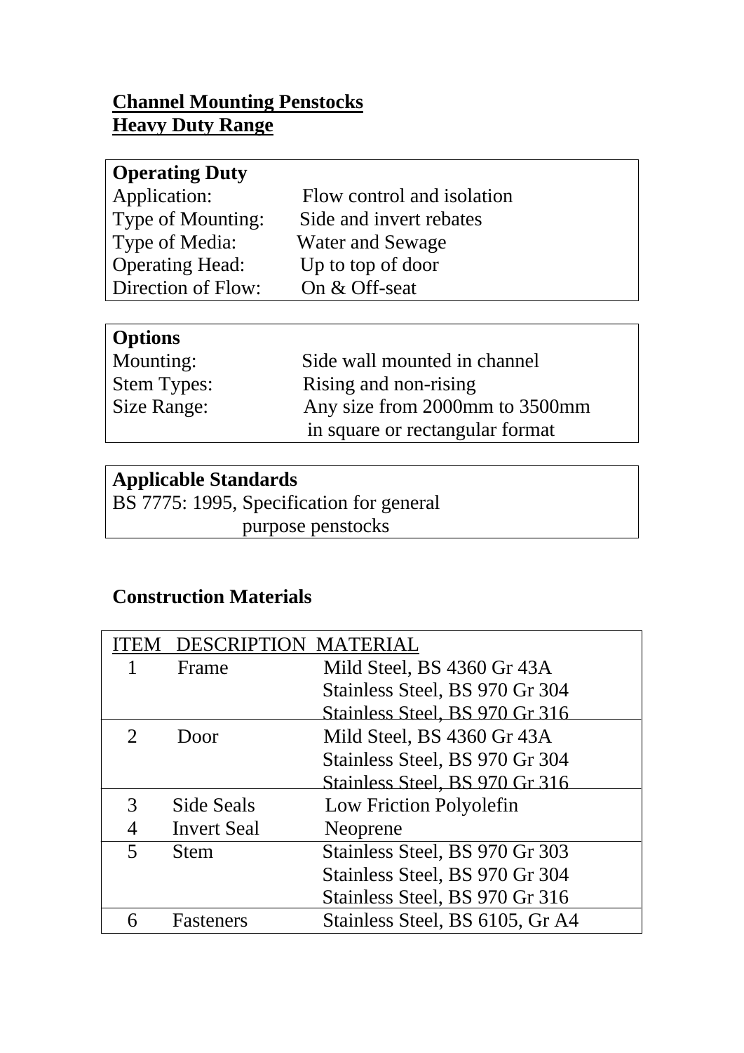## Channel Mounting Penstocks
## Heavy Duty Range

| **Operating Duty** | |
|---|---|
| Application: | Flow control and isolation |
| Type of Mounting: | Side and invert rebates |
| Type of Media: | Water and Sewage |
| Operating Head: | Up to top of door |
| Direction of Flow: | On & Off-seat |

| **Options** | |
|---|---|
| Mounting: | Side wall mounted in channel |
| Stem Types: | Rising and non-rising |
| Size Range: | Any size from 2000mm to 3500mm in square or rectangular format |

**Applicable Standards**

BS 7775: 1995, Specification for general purpose penstocks

### Construction Materials

| ITEM | DESCRIPTION | MATERIAL |
|---|---|---|
| 1 | Frame | Mild Steel, BS 4360 Gr 43A<br>Stainless Steel, BS 970 Gr 304<br>Stainless Steel, BS 970 Gr 316 |
| 2 | Door | Mild Steel, BS 4360 Gr 43A<br>Stainless Steel, BS 970 Gr 304<br>Stainless Steel, BS 970 Gr 316 |
| 3 | Side Seals | Low Friction Polyolefin |
| 4 | Invert Seal | Neoprene |
| 5 | Stem | Stainless Steel, BS 970 Gr 303<br>Stainless Steel, BS 970 Gr 304<br>Stainless Steel, BS 970 Gr 316 |
| 6 | Fasteners | Stainless Steel, BS 6105, Gr A4 |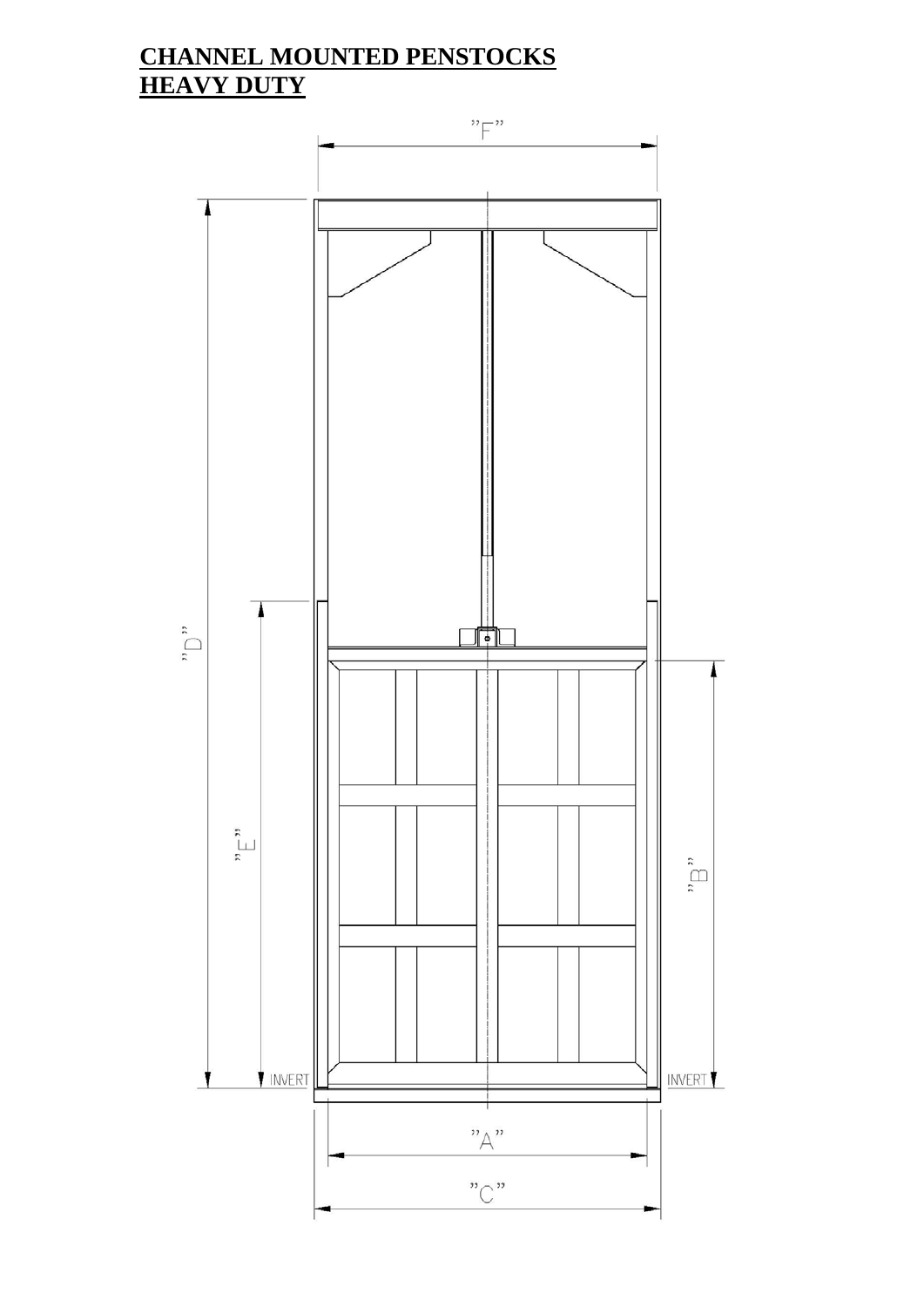# CHANNEL MOUNTED PENSTOCKS
# HEAVY DUTY

"F"

"D"

"E"

"B"

INVERT

INVERT

"A"

"C"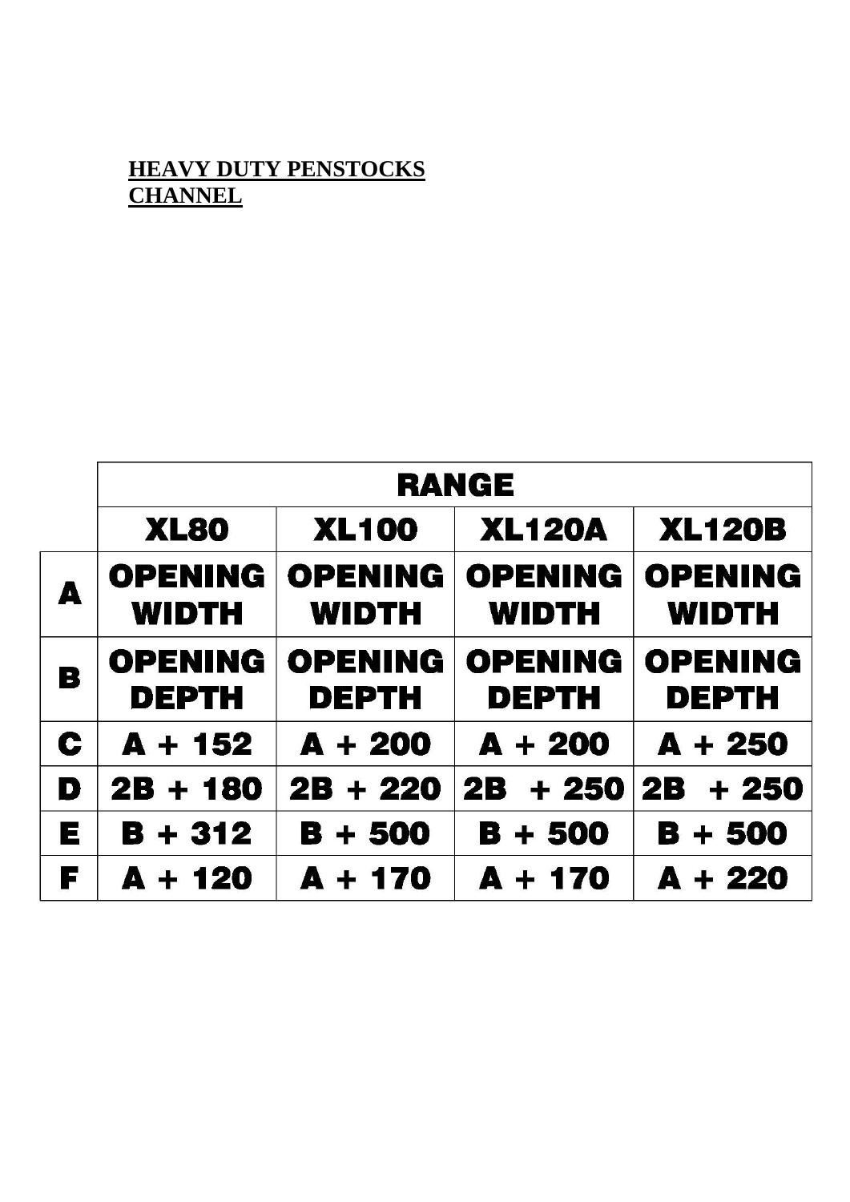**HEAVY DUTY PENSTOCKS**
**CHANNEL**

| | RANGE | | | |
|---|---|---|---|---|
| | XL80 | XL100 | XL120A | XL120B |
| A | OPENING WIDTH | OPENING WIDTH | OPENING WIDTH | OPENING WIDTH |
| B | OPENING DEPTH | OPENING DEPTH | OPENING DEPTH | OPENING DEPTH |
| C | A + 152 | A + 200 | A + 200 | A + 250 |
| D | 2B + 180 | 2B + 220 | 2B + 250 | 2B + 250 |
| E | B + 312 | B + 500 | B + 500 | B + 500 |
| F | A + 120 | A + 170 | A + 170 | A + 220 |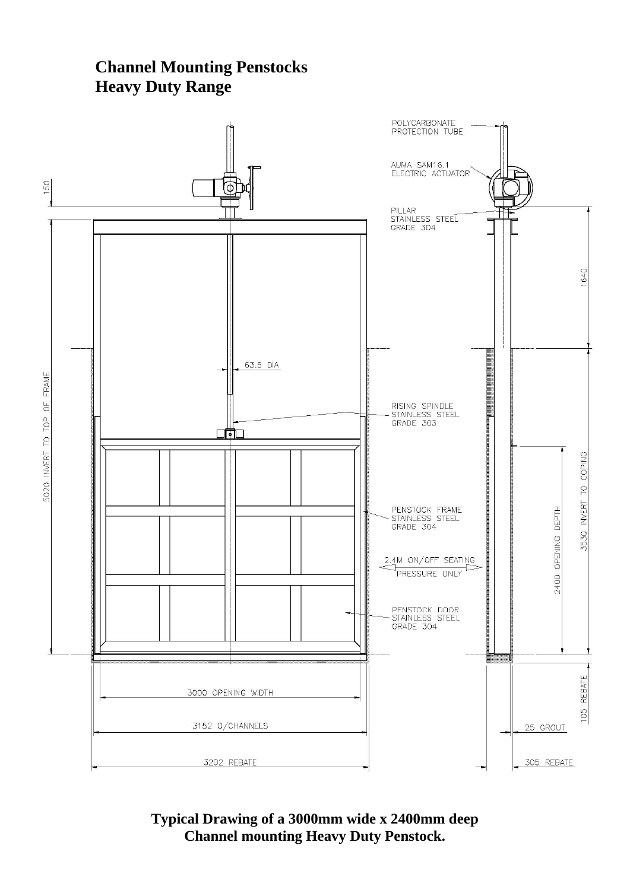# Channel Mounting Penstocks
# Heavy Duty Range

POLYCARBONATE PROTECTION TUBE

AUMA SAM16.1 ELECTRIC ACTUATOR

PILLAR STAINLESS STEEL GRADE 304

150

1640

63.5 DIA

RISING SPINDLE STAINLESS STEEL GRADE 303

5020 INVERT TO TOP OF FRAME

PENSTOCK FRAME STAINLESS STEEL GRADE 304

2.4M ON/OFF SEATING PRESSURE ONLY

PENSTOCK DOOR STAINLESS STEEL GRADE 304

2400 OPENING DEPTH

3530 INVERT TO COPING

105 REBATE

3000 OPENING WIDTH

3152 O/CHANNELS

25 GROUT

3202 REBATE

305 REBATE

**Typical Drawing of a 3000mm wide x 2400mm deep Channel mounting Heavy Duty Penstock.**